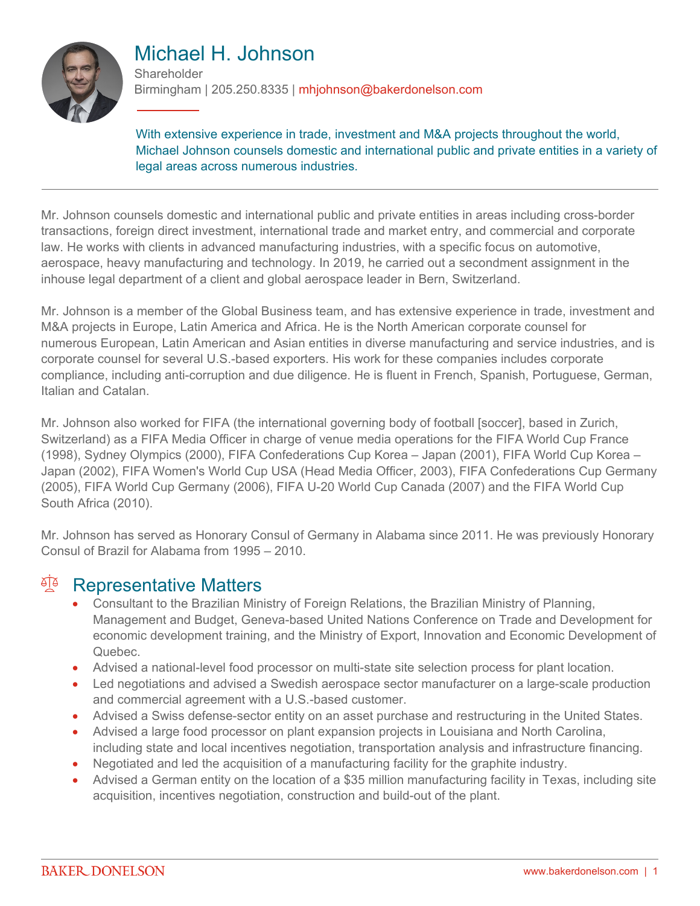# Michael H. Johnson

Shareholder

Birmingham | 205.250.8335 | mhjohnson@bakerdonelson.com

With extensive experience in trade, investment and M&A projects throughout the world, Michael Johnson counsels domestic and international public and private entities in a variety of legal areas across numerous industries.

---

Mr. Johnson counsels domestic and international public and private entities in areas including cross-border transactions, foreign direct investment, international trade and market entry, and commercial and corporate law. He works with clients in advanced manufacturing industries, with a specific focus on automotive, aerospace, heavy manufacturing and technology. In 2019, he carried out a secondment assignment in the inhouse legal department of a client and global aerospace leader in Bern, Switzerland.

Mr. Johnson is a member of the Global Business team, and has extensive experience in trade, investment and M&A projects in Europe, Latin America and Africa. He is the North American corporate counsel for numerous European, Latin American and Asian entities in diverse manufacturing and service industries, and is corporate counsel for several U.S.-based exporters. His work for these companies includes corporate compliance, including anti-corruption and due diligence. He is fluent in French, Spanish, Portuguese, German, Italian and Catalan.

Mr. Johnson also worked for FIFA (the international governing body of football [soccer], based in Zurich, Switzerland) as a FIFA Media Officer in charge of venue media operations for the FIFA World Cup France (1998), Sydney Olympics (2000), FIFA Confederations Cup Korea – Japan (2001), FIFA World Cup Korea – Japan (2002), FIFA Women's World Cup USA (Head Media Officer, 2003), FIFA Confederations Cup Germany (2005), FIFA World Cup Germany (2006), FIFA U-20 World Cup Canada (2007) and the FIFA World Cup South Africa (2010).

Mr. Johnson has served as Honorary Consul of Germany in Alabama since 2011. He was previously Honorary Consul of Brazil for Alabama from 1995 – 2010.

## Representative Matters

- Consultant to the Brazilian Ministry of Foreign Relations, the Brazilian Ministry of Planning, Management and Budget, Geneva-based United Nations Conference on Trade and Development for economic development training, and the Ministry of Export, Innovation and Economic Development of Quebec.
- Advised a national-level food processor on multi-state site selection process for plant location.
- Led negotiations and advised a Swedish aerospace sector manufacturer on a large-scale production and commercial agreement with a U.S.-based customer.
- Advised a Swiss defense-sector entity on an asset purchase and restructuring in the United States.
- Advised a large food processor on plant expansion projects in Louisiana and North Carolina, including state and local incentives negotiation, transportation analysis and infrastructure financing.
- Negotiated and led the acquisition of a manufacturing facility for the graphite industry.
- Advised a German entity on the location of a $35 million manufacturing facility in Texas, including site acquisition, incentives negotiation, construction and build-out of the plant.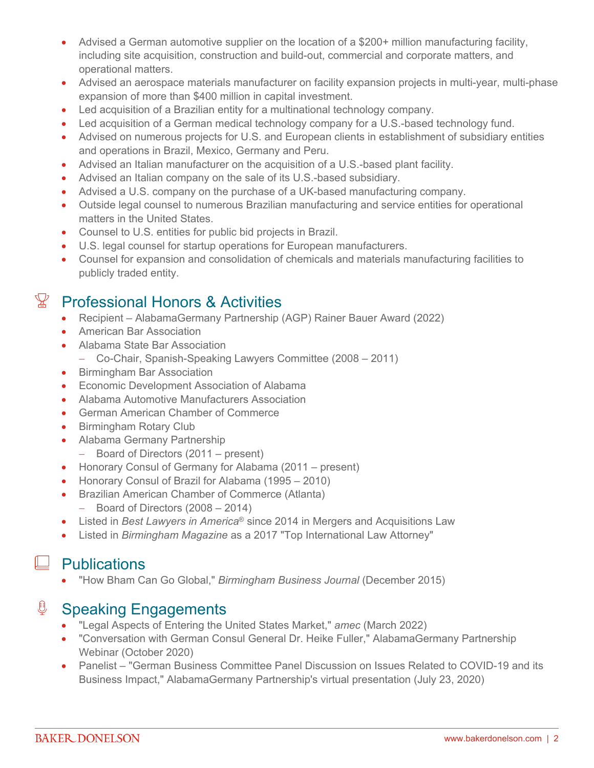- Advised a German automotive supplier on the location of a $200+ million manufacturing facility, including site acquisition, construction and build-out, commercial and corporate matters, and operational matters.
- Advised an aerospace materials manufacturer on facility expansion projects in multi-year, multi-phase expansion of more than $400 million in capital investment.
- Led acquisition of a Brazilian entity for a multinational technology company.
- Led acquisition of a German medical technology company for a U.S.-based technology fund.
- Advised on numerous projects for U.S. and European clients in establishment of subsidiary entities and operations in Brazil, Mexico, Germany and Peru.
- Advised an Italian manufacturer on the acquisition of a U.S.-based plant facility.
- Advised an Italian company on the sale of its U.S.-based subsidiary.
- Advised a U.S. company on the purchase of a UK-based manufacturing company.
- Outside legal counsel to numerous Brazilian manufacturing and service entities for operational matters in the United States.
- Counsel to U.S. entities for public bid projects in Brazil.
- U.S. legal counsel for startup operations for European manufacturers.
- Counsel for expansion and consolidation of chemicals and materials manufacturing facilities to publicly traded entity.

## Professional Honors & Activities

- Recipient – AlabamaGermany Partnership (AGP) Rainer Bauer Award (2022)
- American Bar Association
- Alabama State Bar Association
  - Co-Chair, Spanish-Speaking Lawyers Committee (2008 – 2011)
- Birmingham Bar Association
- Economic Development Association of Alabama
- Alabama Automotive Manufacturers Association
- German American Chamber of Commerce
- Birmingham Rotary Club
- Alabama Germany Partnership
  - Board of Directors (2011 – present)
- Honorary Consul of Germany for Alabama (2011 – present)
- Honorary Consul of Brazil for Alabama (1995 – 2010)
- Brazilian American Chamber of Commerce (Atlanta)
  - Board of Directors (2008 – 2014)
- Listed in *Best Lawyers in America*® since 2014 in Mergers and Acquisitions Law
- Listed in *Birmingham Magazine* as a 2017 "Top International Law Attorney"

## Publications

- "How Bham Can Go Global," *Birmingham Business Journal* (December 2015)

## Speaking Engagements

- "Legal Aspects of Entering the United States Market," *amec* (March 2022)
- "Conversation with German Consul General Dr. Heike Fuller," AlabamaGermany Partnership Webinar (October 2020)
- Panelist – "German Business Committee Panel Discussion on Issues Related to COVID-19 and its Business Impact," AlabamaGermany Partnership's virtual presentation (July 23, 2020)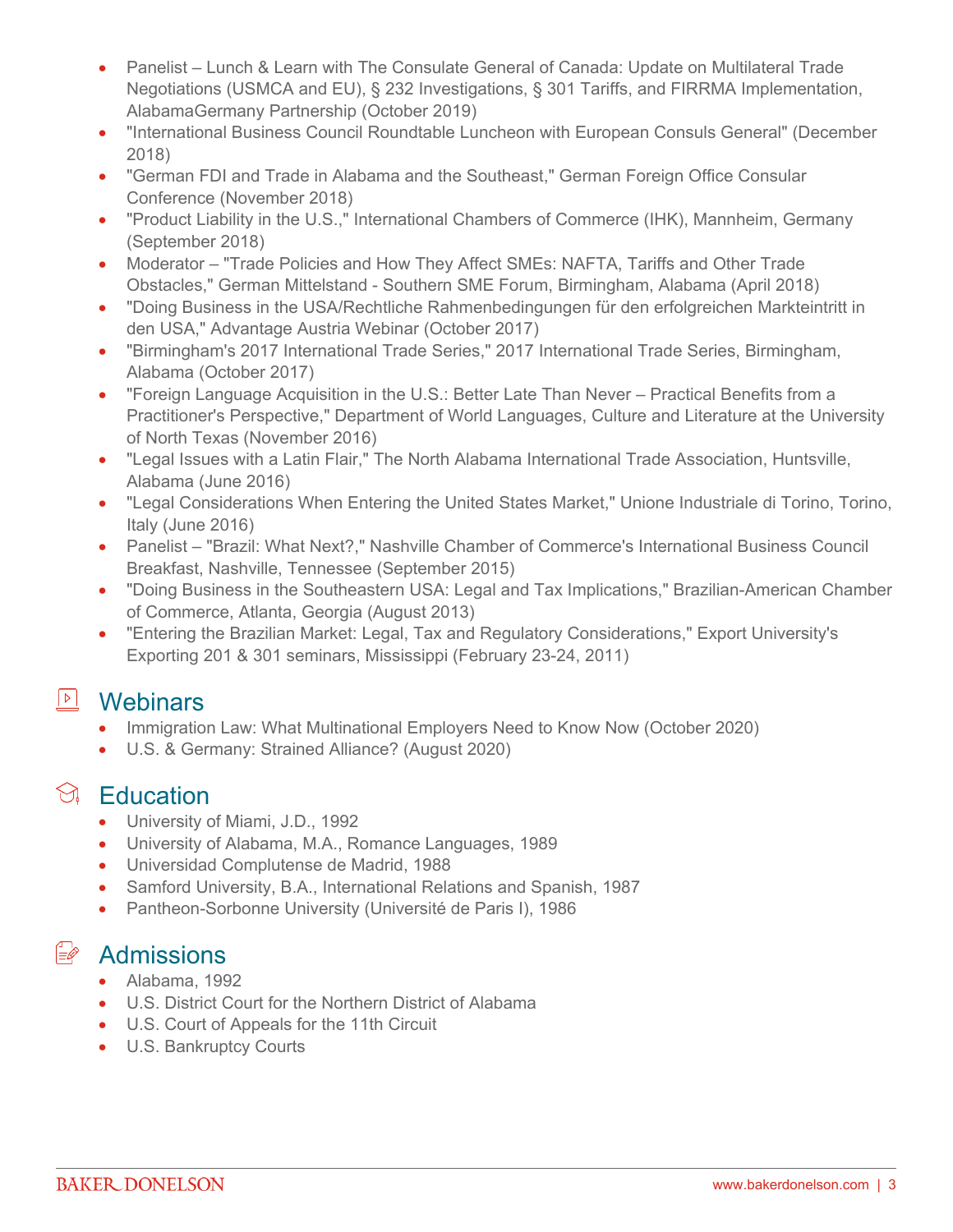- Panelist – Lunch & Learn with The Consulate General of Canada: Update on Multilateral Trade Negotiations (USMCA and EU), § 232 Investigations, § 301 Tariffs, and FIRRMA Implementation, AlabamaGermany Partnership (October 2019)
- "International Business Council Roundtable Luncheon with European Consuls General" (December 2018)
- "German FDI and Trade in Alabama and the Southeast," German Foreign Office Consular Conference (November 2018)
- "Product Liability in the U.S.," International Chambers of Commerce (IHK), Mannheim, Germany (September 2018)
- Moderator – "Trade Policies and How They Affect SMEs: NAFTA, Tariffs and Other Trade Obstacles," German Mittelstand - Southern SME Forum, Birmingham, Alabama (April 2018)
- "Doing Business in the USA/Rechtliche Rahmenbedingungen für den erfolgreichen Markteintritt in den USA," Advantage Austria Webinar (October 2017)
- "Birmingham's 2017 International Trade Series," 2017 International Trade Series, Birmingham, Alabama (October 2017)
- "Foreign Language Acquisition in the U.S.: Better Late Than Never – Practical Benefits from a Practitioner's Perspective," Department of World Languages, Culture and Literature at the University of North Texas (November 2016)
- "Legal Issues with a Latin Flair," The North Alabama International Trade Association, Huntsville, Alabama (June 2016)
- "Legal Considerations When Entering the United States Market," Unione Industriale di Torino, Torino, Italy (June 2016)
- Panelist – "Brazil: What Next?," Nashville Chamber of Commerce's International Business Council Breakfast, Nashville, Tennessee (September 2015)
- "Doing Business in the Southeastern USA: Legal and Tax Implications," Brazilian-American Chamber of Commerce, Atlanta, Georgia (August 2013)
- "Entering the Brazilian Market: Legal, Tax and Regulatory Considerations," Export University's Exporting 201 & 301 seminars, Mississippi (February 23-24, 2011)

## Webinars

- Immigration Law: What Multinational Employers Need to Know Now (October 2020)
- U.S. & Germany: Strained Alliance? (August 2020)

## Education

- University of Miami, J.D., 1992
- University of Alabama, M.A., Romance Languages, 1989
- Universidad Complutense de Madrid, 1988
- Samford University, B.A., International Relations and Spanish, 1987
- Pantheon-Sorbonne University (Université de Paris I), 1986

## Admissions

- Alabama, 1992
- U.S. District Court for the Northern District of Alabama
- U.S. Court of Appeals for the 11th Circuit
- U.S. Bankruptcy Courts